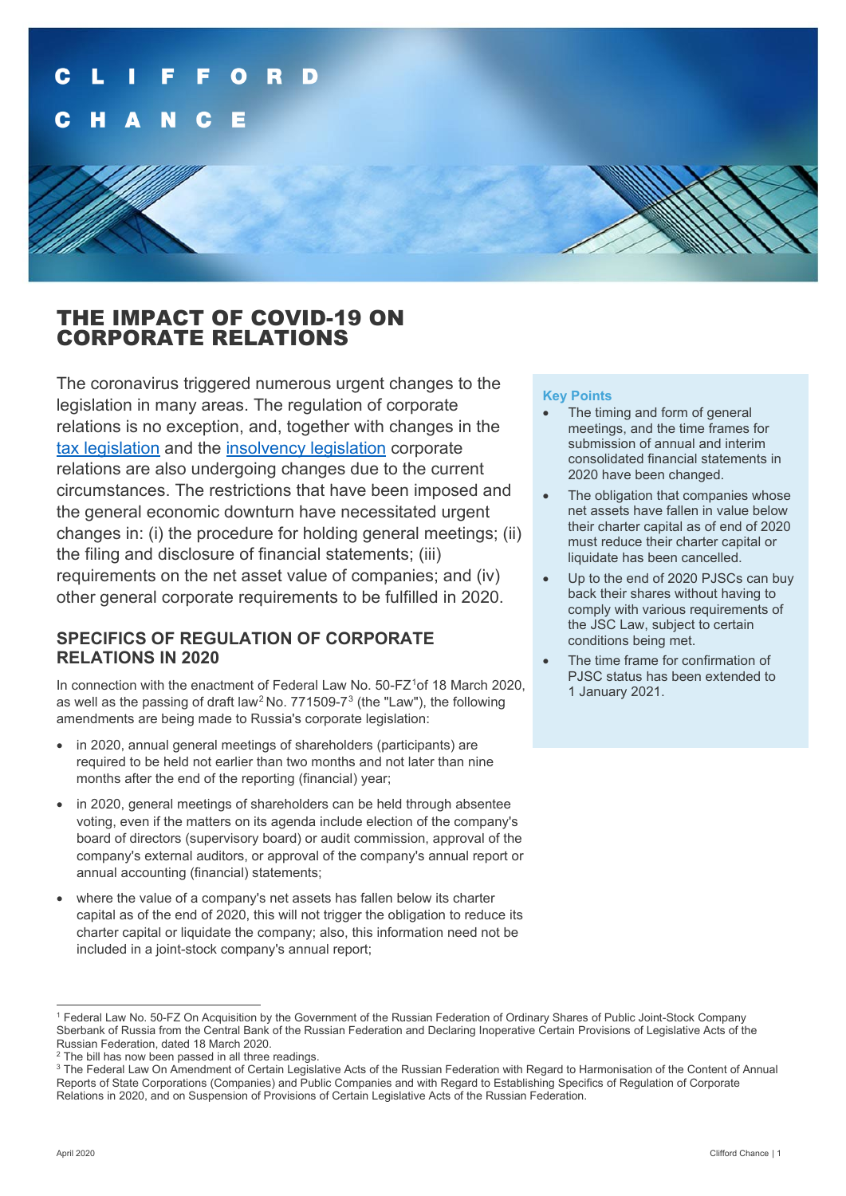# THE IMPACT OF COVID-19 ON CORPORATE RELATIONS

The coronavirus triggered numerous urgent changes to the legislation in many areas. The regulation of corporate relations is no exception, and, together with changes in the tax legislation and the insolvency legislation corporate relations are also undergoing changes due to the current circumstances. The restrictions that have been imposed and the general economic downturn have necessitated urgent changes in: (i) the procedure for holding general meetings; (ii) the filing and disclosure of financial statements; (iii) requirements on the net asset value of companies; and (iv) other general corporate requirements to be fulfilled in 2020.

**Key Points**

- The timing and form of general meetings, and the time frames for submission of annual and interim consolidated financial statements in 2020 have been changed.
- The obligation that companies whose net assets have fallen in value below their charter capital as of end of 2020 must reduce their charter capital or liquidate has been cancelled.
- Up to the end of 2020 PJSCs can buy back their shares without having to comply with various requirements of the JSC Law, subject to certain conditions being met.
- The time frame for confirmation of PJSC status has been extended to 1 January 2021.

## SPECIFICS OF REGULATION OF CORPORATE RELATIONS IN 2020

In connection with the enactment of Federal Law No. 50-FZ[1] of 18 March 2020, as well as the passing of draft law[2] No. 771509-7[3] (the "Law"), the following amendments are being made to Russia's corporate legislation:

- in 2020, annual general meetings of shareholders (participants) are required to be held not earlier than two months and not later than nine months after the end of the reporting (financial) year;
- in 2020, general meetings of shareholders can be held through absentee voting, even if the matters on its agenda include election of the company's board of directors (supervisory board) or audit commission, approval of the company's external auditors, or approval of the company's annual report or annual accounting (financial) statements;
- where the value of a company's net assets has fallen below its charter capital as of the end of 2020, this will not trigger the obligation to reduce its charter capital or liquidate the company; also, this information need not be included in a joint-stock company's annual report;

---

[1] Federal Law No. 50-FZ On Acquisition by the Government of the Russian Federation of Ordinary Shares of Public Joint-Stock Company Sberbank of Russia from the Central Bank of the Russian Federation and Declaring Inoperative Certain Provisions of Legislative Acts of the Russian Federation, dated 18 March 2020.

[2] The bill has now been passed in all three readings.

[3] The Federal Law On Amendment of Certain Legislative Acts of the Russian Federation with Regard to Harmonisation of the Content of Annual Reports of State Corporations (Companies) and Public Companies and with Regard to Establishing Specifics of Regulation of Corporate Relations in 2020, and on Suspension of Provisions of Certain Legislative Acts of the Russian Federation.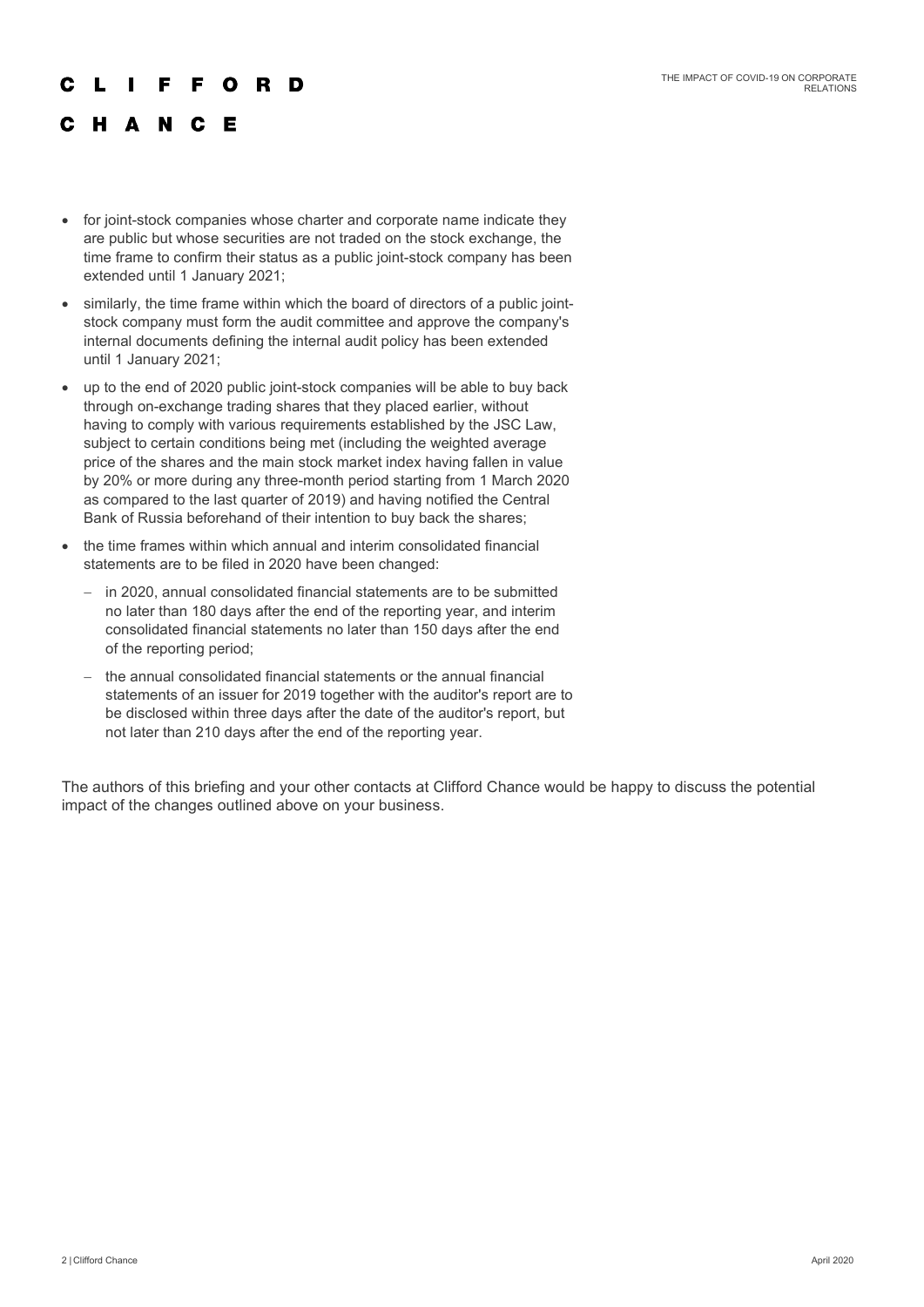- for joint-stock companies whose charter and corporate name indicate they are public but whose securities are not traded on the stock exchange, the time frame to confirm their status as a public joint-stock company has been extended until 1 January 2021;
- similarly, the time frame within which the board of directors of a public joint-stock company must form the audit committee and approve the company's internal documents defining the internal audit policy has been extended until 1 January 2021;
- up to the end of 2020 public joint-stock companies will be able to buy back through on-exchange trading shares that they placed earlier, without having to comply with various requirements established by the JSC Law, subject to certain conditions being met (including the weighted average price of the shares and the main stock market index having fallen in value by 20% or more during any three-month period starting from 1 March 2020 as compared to the last quarter of 2019) and having notified the Central Bank of Russia beforehand of their intention to buy back the shares;
- the time frames within which annual and interim consolidated financial statements are to be filed in 2020 have been changed:
  - in 2020, annual consolidated financial statements are to be submitted no later than 180 days after the end of the reporting year, and interim consolidated financial statements no later than 150 days after the end of the reporting period;
  - the annual consolidated financial statements or the annual financial statements of an issuer for 2019 together with the auditor's report are to be disclosed within three days after the date of the auditor's report, but not later than 210 days after the end of the reporting year.

The authors of this briefing and your other contacts at Clifford Chance would be happy to discuss the potential impact of the changes outlined above on your business.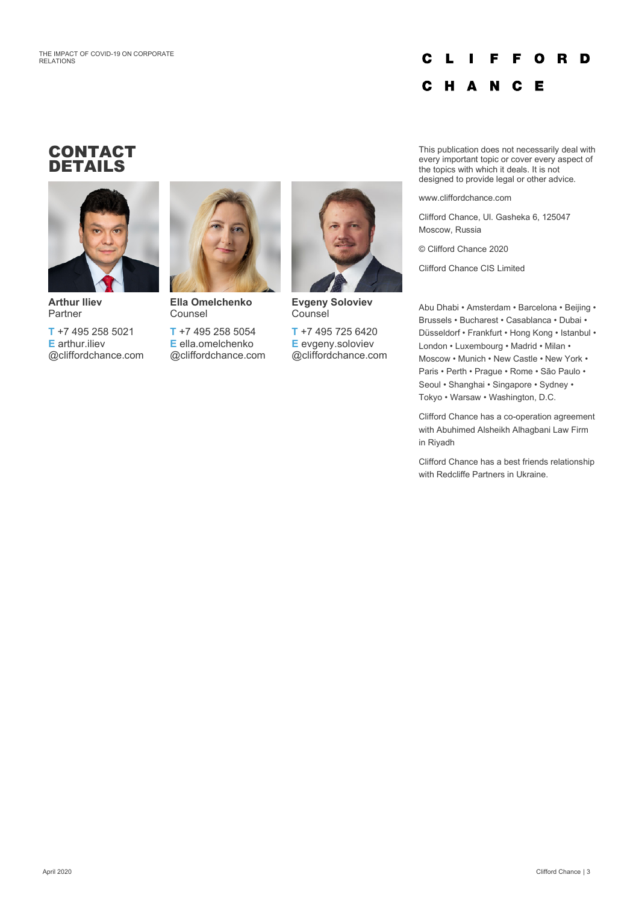# CONTACT DETAILS

**Arthur Iliev**
Partner

T +7 495 258 5021
E arthur.iliev@cliffordchance.com

**Ella Omelchenko**
Counsel

T +7 495 258 5054
E ella.omelchenko@cliffordchance.com

**Evgeny Soloviev**
Counsel

T +7 495 725 6420
E evgeny.soloviev@cliffordchance.com

This publication does not necessarily deal with every important topic or cover every aspect of the topics with which it deals. It is not designed to provide legal or other advice.

www.cliffordchance.com

Clifford Chance, Ul. Gasheka 6, 125047 Moscow, Russia

© Clifford Chance 2020

Clifford Chance CIS Limited

Abu Dhabi • Amsterdam • Barcelona • Beijing • Brussels • Bucharest • Casablanca • Dubai • Düsseldorf • Frankfurt • Hong Kong • Istanbul • London • Luxembourg • Madrid • Milan • Moscow • Munich • New Castle • New York • Paris • Perth • Prague • Rome • São Paulo • Seoul • Shanghai • Singapore • Sydney • Tokyo • Warsaw • Washington, D.C.

Clifford Chance has a co-operation agreement with Abuhimed Alsheikh Alhagbani Law Firm in Riyadh

Clifford Chance has a best friends relationship with Redcliffe Partners in Ukraine.

April 2020